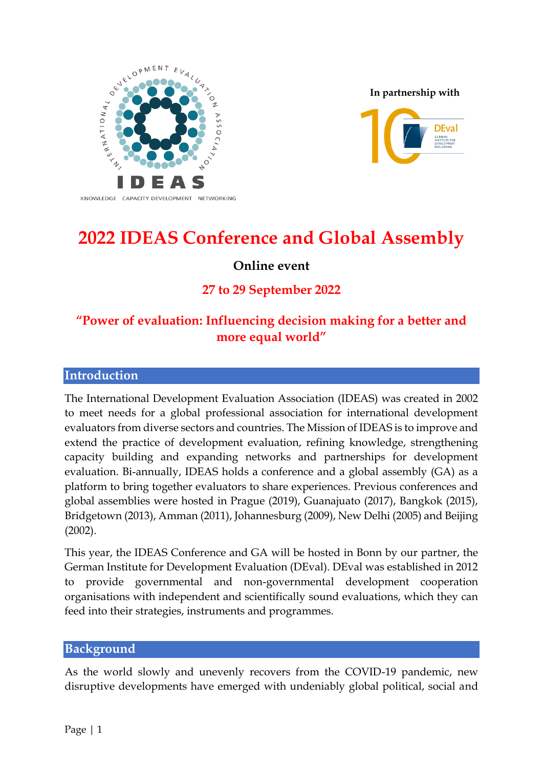In partnership with

# 2022 IDEAS Conference and Global Assembly

**Online event**

**27 to 29 September 2022**

**"Power of evaluation: Influencing decision making for a better and more equal world"**

## Introduction

The International Development Evaluation Association (IDEAS) was created in 2002 to meet needs for a global professional association for international development evaluators from diverse sectors and countries. The Mission of IDEAS is to improve and extend the practice of development evaluation, refining knowledge, strengthening capacity building and expanding networks and partnerships for development evaluation. Bi-annually, IDEAS holds a conference and a global assembly (GA) as a platform to bring together evaluators to share experiences. Previous conferences and global assemblies were hosted in Prague (2019), Guanajuato (2017), Bangkok (2015), Bridgetown (2013), Amman (2011), Johannesburg (2009), New Delhi (2005) and Beijing (2002).

This year, the IDEAS Conference and GA will be hosted in Bonn by our partner, the German Institute for Development Evaluation (DEval). DEval was established in 2012 to provide governmental and non-governmental development cooperation organisations with independent and scientifically sound evaluations, which they can feed into their strategies, instruments and programmes.

## Background

As the world slowly and unevenly recovers from the COVID-19 pandemic, new disruptive developments have emerged with undeniably global political, social and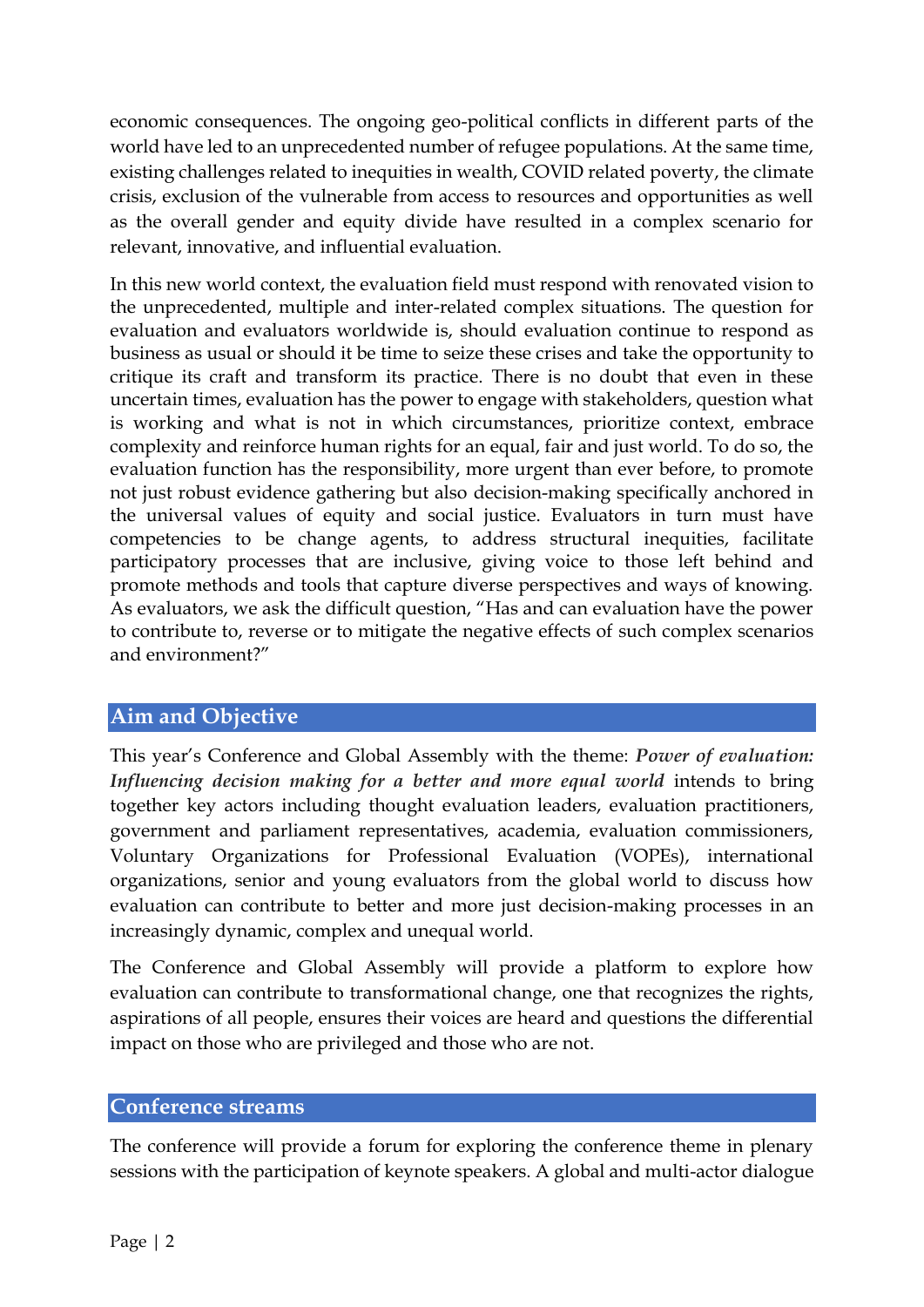economic consequences. The ongoing geo-political conflicts in different parts of the world have led to an unprecedented number of refugee populations. At the same time, existing challenges related to inequities in wealth, COVID related poverty, the climate crisis, exclusion of the vulnerable from access to resources and opportunities as well as the overall gender and equity divide have resulted in a complex scenario for relevant, innovative, and influential evaluation.

In this new world context, the evaluation field must respond with renovated vision to the unprecedented, multiple and inter-related complex situations. The question for evaluation and evaluators worldwide is, should evaluation continue to respond as business as usual or should it be time to seize these crises and take the opportunity to critique its craft and transform its practice. There is no doubt that even in these uncertain times, evaluation has the power to engage with stakeholders, question what is working and what is not in which circumstances, prioritize context, embrace complexity and reinforce human rights for an equal, fair and just world. To do so, the evaluation function has the responsibility, more urgent than ever before, to promote not just robust evidence gathering but also decision-making specifically anchored in the universal values of equity and social justice. Evaluators in turn must have competencies to be change agents, to address structural inequities, facilitate participatory processes that are inclusive, giving voice to those left behind and promote methods and tools that capture diverse perspectives and ways of knowing. As evaluators, we ask the difficult question, "Has and can evaluation have the power to contribute to, reverse or to mitigate the negative effects of such complex scenarios and environment?"

## Aim and Objective

This year's Conference and Global Assembly with the theme: ***Power of evaluation: Influencing decision making for a better and more equal world*** intends to bring together key actors including thought evaluation leaders, evaluation practitioners, government and parliament representatives, academia, evaluation commissioners, Voluntary Organizations for Professional Evaluation (VOPEs), international organizations, senior and young evaluators from the global world to discuss how evaluation can contribute to better and more just decision-making processes in an increasingly dynamic, complex and unequal world.

The Conference and Global Assembly will provide a platform to explore how evaluation can contribute to transformational change, one that recognizes the rights, aspirations of all people, ensures their voices are heard and questions the differential impact on those who are privileged and those who are not.

## Conference streams

The conference will provide a forum for exploring the conference theme in plenary sessions with the participation of keynote speakers. A global and multi-actor dialogue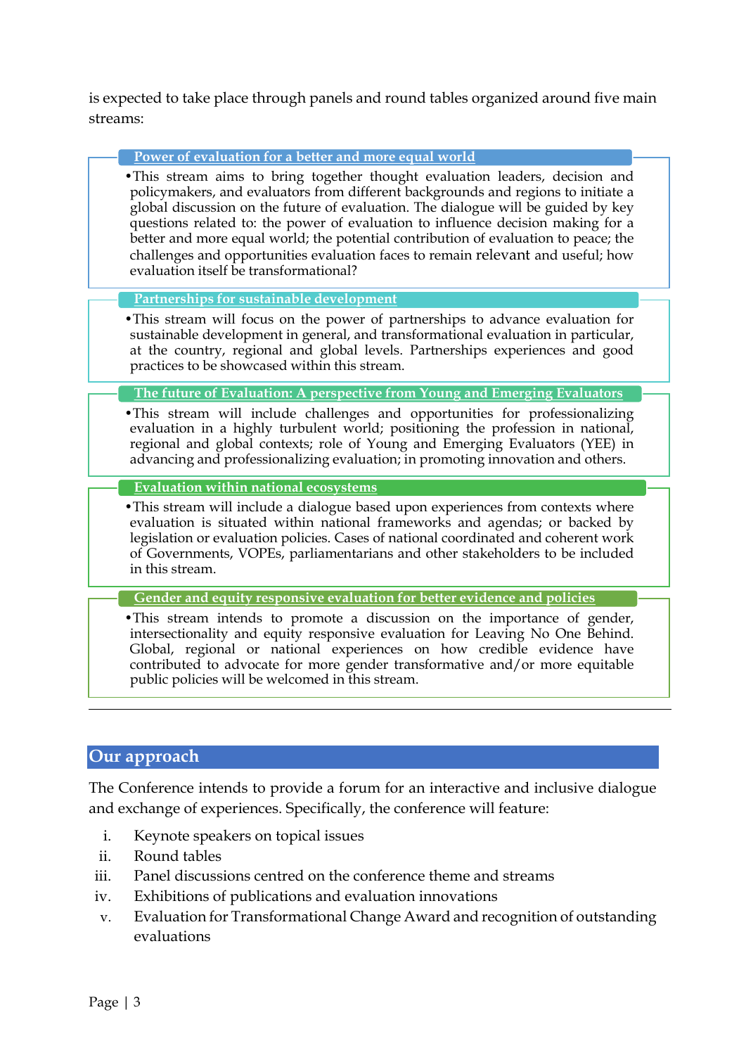is expected to take place through panels and round tables organized around five main streams:

**Power of evaluation for a better and more equal world**

- This stream aims to bring together thought evaluation leaders, decision and policymakers, and evaluators from different backgrounds and regions to initiate a global discussion on the future of evaluation. The dialogue will be guided by key questions related to: the power of evaluation to influence decision making for a better and more equal world; the potential contribution of evaluation to peace; the challenges and opportunities evaluation faces to remain relevant and useful; how evaluation itself be transformational?

**Partnerships for sustainable development**

- This stream will focus on the power of partnerships to advance evaluation for sustainable development in general, and transformational evaluation in particular, at the country, regional and global levels. Partnerships experiences and good practices to be showcased within this stream.

**The future of Evaluation: A perspective from Young and Emerging Evaluators**

- This stream will include challenges and opportunities for professionalizing evaluation in a highly turbulent world; positioning the profession in national, regional and global contexts; role of Young and Emerging Evaluators (YEE) in advancing and professionalizing evaluation; in promoting innovation and others.

**Evaluation within national ecosystems**

- This stream will include a dialogue based upon experiences from contexts where evaluation is situated within national frameworks and agendas; or backed by legislation or evaluation policies. Cases of national coordinated and coherent work of Governments, VOPEs, parliamentarians and other stakeholders to be included in this stream.

**Gender and equity responsive evaluation for better evidence and policies**

- This stream intends to promote a discussion on the importance of gender, intersectionality and equity responsive evaluation for Leaving No One Behind. Global, regional or national experiences on how credible evidence have contributed to advocate for more gender transformative and/or more equitable public policies will be welcomed in this stream.

## Our approach

The Conference intends to provide a forum for an interactive and inclusive dialogue and exchange of experiences. Specifically, the conference will feature:

i. Keynote speakers on topical issues
ii. Round tables
iii. Panel discussions centred on the conference theme and streams
iv. Exhibitions of publications and evaluation innovations
v. Evaluation for Transformational Change Award and recognition of outstanding evaluations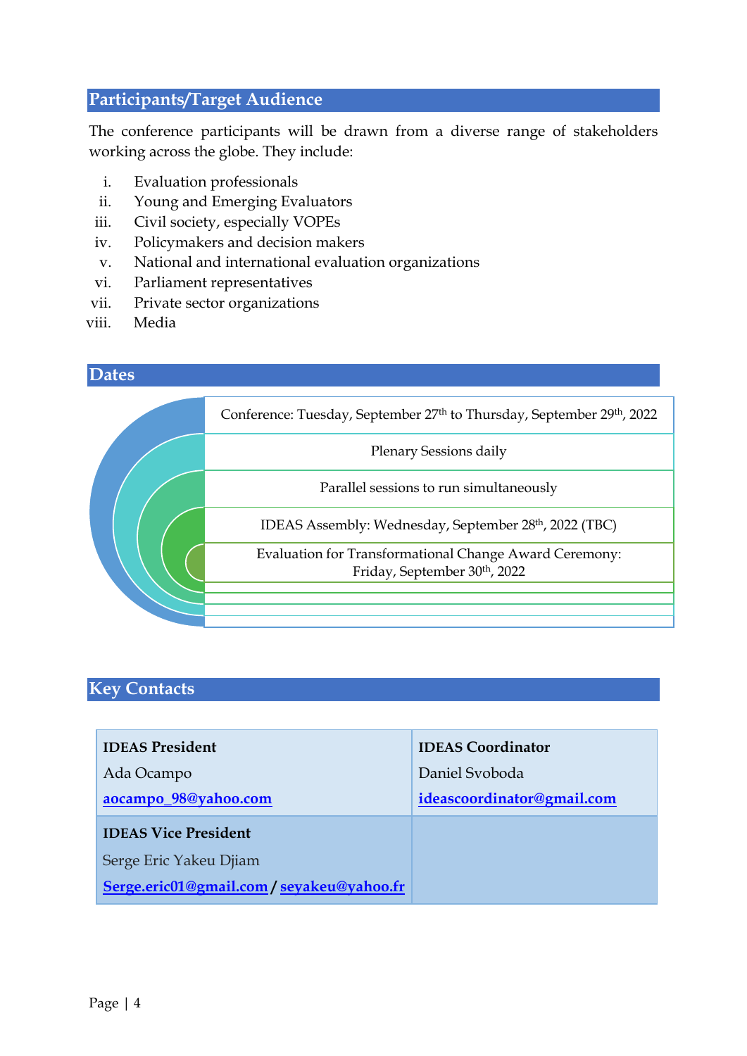## Participants/Target Audience

The conference participants will be drawn from a diverse range of stakeholders working across the globe. They include:

i. Evaluation professionals
ii. Young and Emerging Evaluators
iii. Civil society, especially VOPEs
iv. Policymakers and decision makers
v. National and international evaluation organizations
vi. Parliament representatives
vii. Private sector organizations
viii. Media

## Dates

Conference: Tuesday, September 27th to Thursday, September 29th, 2022

Plenary Sessions daily

Parallel sessions to run simultaneously

IDEAS Assembly: Wednesday, September 28th, 2022 (TBC)

Evaluation for Transformational Change Award Ceremony: Friday, September 30th, 2022

## Key Contacts

| | |
|---|---|
| **IDEAS President**<br>Ada Ocampo<br>aocampo_98@yahoo.com | **IDEAS Coordinator**<br>Daniel Svoboda<br>ideascoordinator@gmail.com |
| **IDEAS Vice President**<br>Serge Eric Yakeu Djiam<br>Serge.eric01@gmail.com / seyakeu@yahoo.fr | |